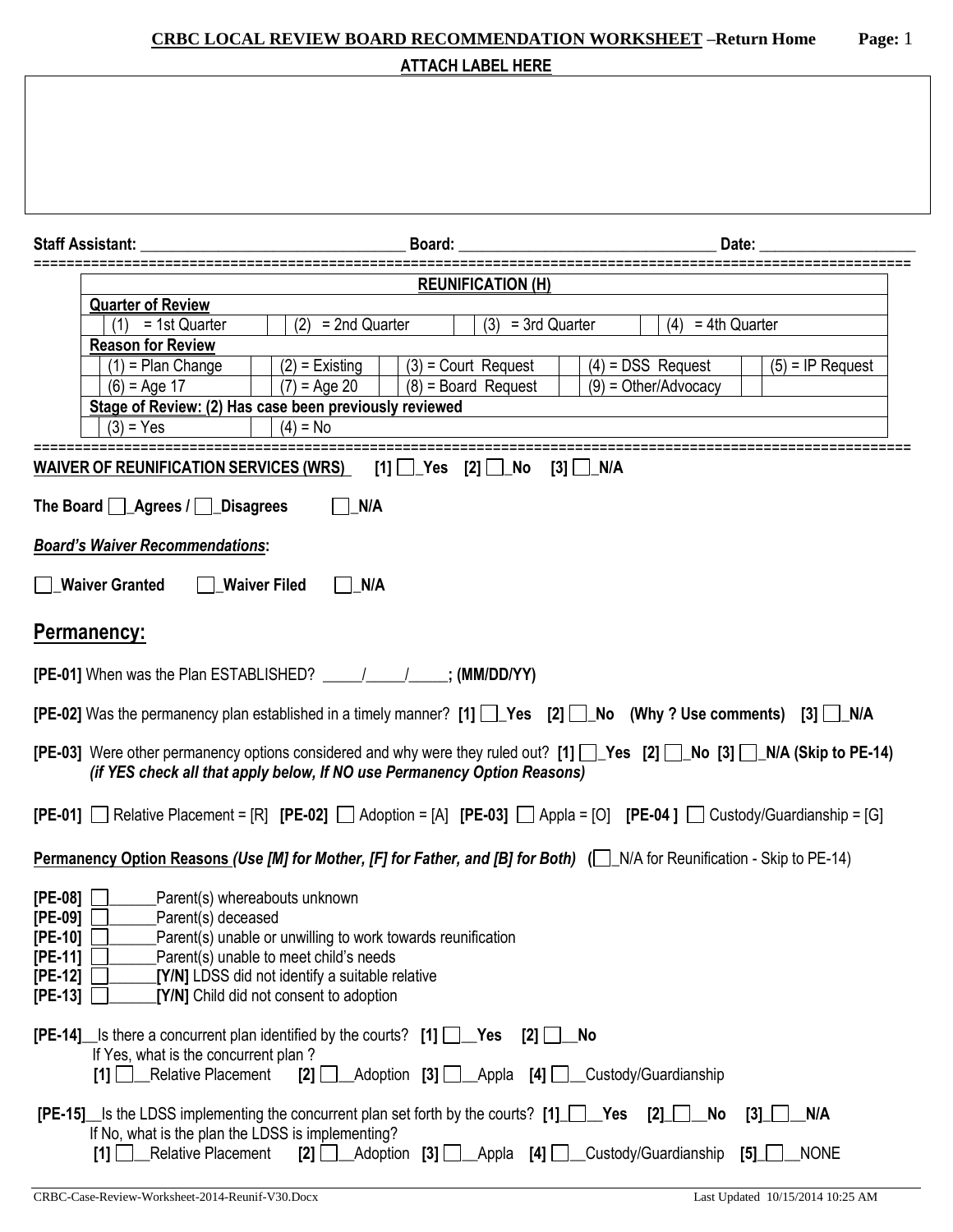# CRBC LOCAL REVIEW BOARD RECOMMENDATION WORKSHEET –Return Home

**ATTACH LABEL HERE**

**Staff Assistant:** ________________________________ **Board:** ________________________________ **Date:** ___________________

| **REUNIFICATION (H)** | | | | |
|---|---|---|---|---|
| **Quarter of Review** | | | | |
| (1) = 1st Quarter | (2) = 2nd Quarter | (3) = 3rd Quarter | (4) = 4th Quarter | |
| **Reason for Review** | | | | |
| (1) = Plan Change | (2) = Existing | (3) = Court Request | (4) = DSS Request | (5) = IP Request |
| (6) = Age 17 | (7) = Age 20 | (8) = Board Request | (9) = Other/Advocacy | |
| **Stage of Review: (2) Has case been previously reviewed** | | | | |
| (3) = Yes | (4) = No | | | |

**WAIVER OF REUNIFICATION SERVICES (WRS)** [1] ☐_Yes [2] ☐_No [3] ☐_N/A

**The Board** ☐_**Agrees** / ☐_**Disagrees** ☐_**N/A**

***Board's Waiver Recommendations*:**

☐_**Waiver Granted** ☐_**Waiver Filed** ☐_**N/A**

## Permanency:

**[PE-01]** When was the Plan ESTABLISHED? _____/_____/_____; **(MM/DD/YY)**

**[PE-02]** Was the permanency plan established in a timely manner? **[1]** ☐_**Yes** **[2]** ☐_**No (Why ? Use comments)** **[3]** ☐_**N/A**

**[PE-03]** Were other permanency options considered and why were they ruled out? **[1]** ☐_**Yes** **[2]** ☐_**No** **[3]** ☐_**N/A (Skip to PE-14)**
***(if YES check all that apply below, If NO use Permanency Option Reasons)***

**[PE-01]** ☐ Relative Placement = [R] **[PE-02]** ☐ Adoption = [A] **[PE-03]** ☐ Appla = [O] **[PE-04 ]** ☐ Custody/Guardianship = [G]

**Permanency Option Reasons** ***(Use [M] for Mother, [F] for Father, and [B] for Both)*** (☐_N/A for Reunification - Skip to PE-14)

**[PE-08]** ☐______Parent(s) whereabouts unknown
**[PE-09]** ☐______Parent(s) deceased
**[PE-10]** ☐______Parent(s) unable or unwilling to work towards reunification
**[PE-11]** ☐______Parent(s) unable to meet child's needs
**[PE-12]** ☐______**[Y/N]** LDSS did not identify a suitable relative
**[PE-13]** ☐______**[Y/N]** Child did not consent to adoption

**[PE-14]**__Is there a concurrent plan identified by the courts? **[1]** ☐__**Yes** **[2]** ☐__**No**
If Yes, what is the concurrent plan ?
**[1]** ☐__Relative Placement **[2]** ☐__Adoption **[3]** ☐__Appla **[4]** ☐__Custody/Guardianship

**[PE-15]**__Is the LDSS implementing the concurrent plan set forth by the courts? **[1]**_☐__**Yes** **[2]**_☐__**No** **[3]**_☐__**N/A**
If No, what is the plan the LDSS is implementing?
**[1]** ☐__Relative Placement **[2]** ☐__Adoption **[3]** ☐__Appla **[4]** ☐__Custody/Guardianship **[5]**_☐__NONE

CRBC-Case-Review-Worksheet-2014-Reunif-V30.Docx Last Updated 10/15/2014 10:25 AM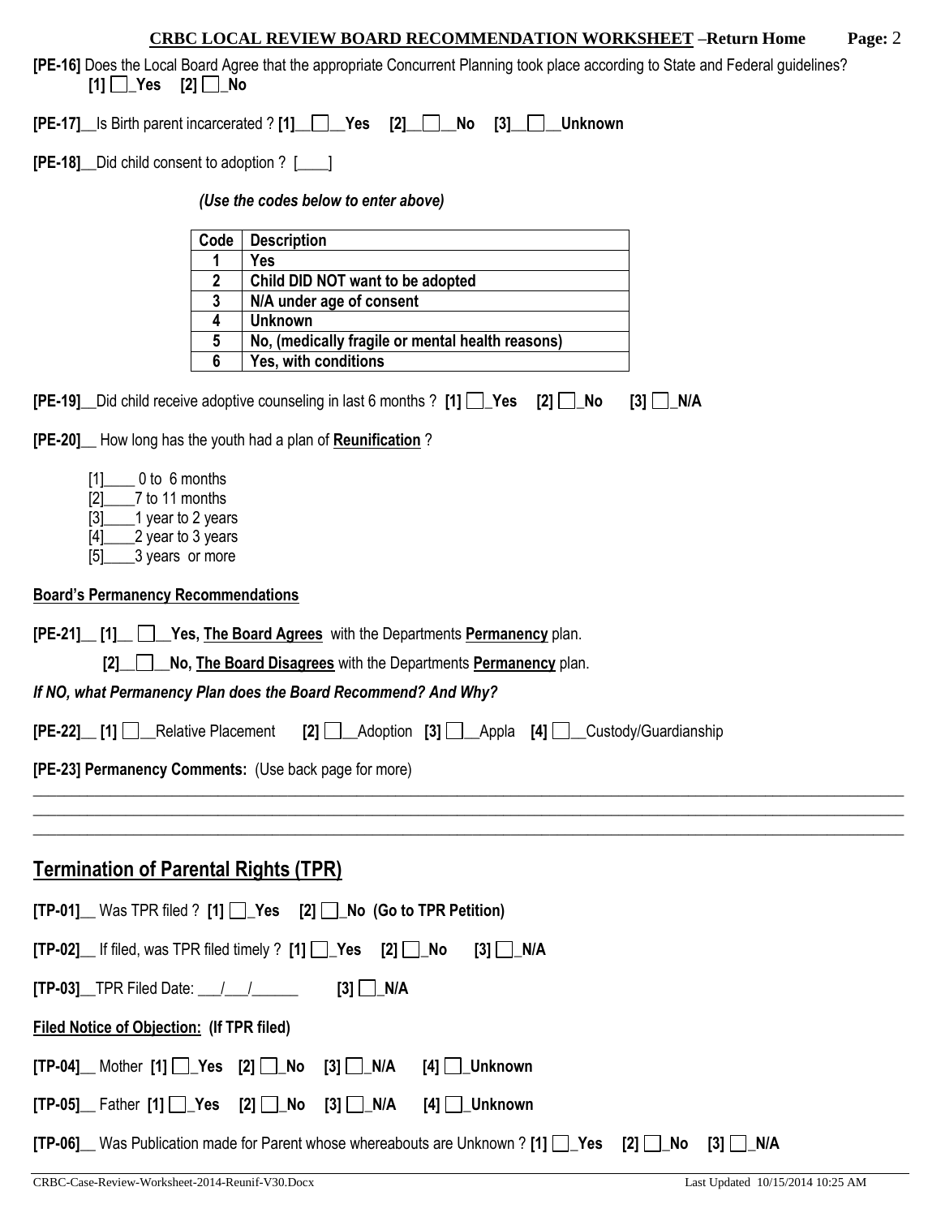**[PE-16]** Does the Local Board Agree that the appropriate Concurrent Planning took place according to State and Federal guidelines?
**[1] ☐_Yes [2] ☐_No**

**[PE-17]**__Is Birth parent incarcerated ? **[1]__☐__Yes [2]__☐__No [3]__☐__Unknown**

**[PE-18]**__Did child consent to adoption ? [____]

*(Use the codes below to enter above)*

| Code | Description |
|---|---|
| 1 | Yes |
| 2 | Child DID NOT want to be adopted |
| 3 | N/A under age of consent |
| 4 | Unknown |
| 5 | No, (medically fragile or mental health reasons) |
| 6 | Yes, with conditions |

**[PE-19]**__Did child receive adoptive counseling in last 6 months ? **[1] ☐_Yes [2] ☐_No [3] ☐_N/A**

**[PE-20]**__ How long has the youth had a plan of **Reunification** ?

[1]____ 0 to 6 months
[2]____7 to 11 months
[3]____1 year to 2 years
[4]____2 year to 3 years
[5]____3 years or more

**Board's Permanency Recommendations**

**[PE-21]__ [1]__ ☐__Yes, The Board Agrees** with the Departments **Permanency** plan.

**[2]__☐__No, The Board Disagrees** with the Departments **Permanency** plan.

***If NO, what Permanency Plan does the Board Recommend? And Why?***

**[PE-22]__ [1]** ☐__Relative Placement **[2]** ☐__Adoption **[3]** ☐__Appla **[4]** ☐__Custody/Guardianship

**[PE-23] Permanency Comments:** (Use back page for more)

______________________________________________________________________________________________
______________________________________________________________________________________________
______________________________________________________________________________________________

## Termination of Parental Rights (TPR)

**[TP-01]**__ Was TPR filed ? **[1] ☐_Yes [2] ☐_No (Go to TPR Petition)**

**[TP-02]**__ If filed, was TPR filed timely ? **[1] ☐_Yes [2] ☐_No [3] ☐_N/A**

**[TP-03]**__TPR Filed Date: ___/___/______ **[3] ☐_N/A**

**Filed Notice of Objection: (If TPR filed)**

**[TP-04]**__ Mother **[1] ☐_Yes [2] ☐_No [3] ☐_N/A [4] ☐_Unknown**

**[TP-05]**__ Father **[1] ☐_Yes [2] ☐_No [3] ☐_N/A [4] ☐_Unknown**

**[TP-06]**__ Was Publication made for Parent whose whereabouts are Unknown ? **[1] ☐_Yes [2] ☐_No [3] ☐_N/A**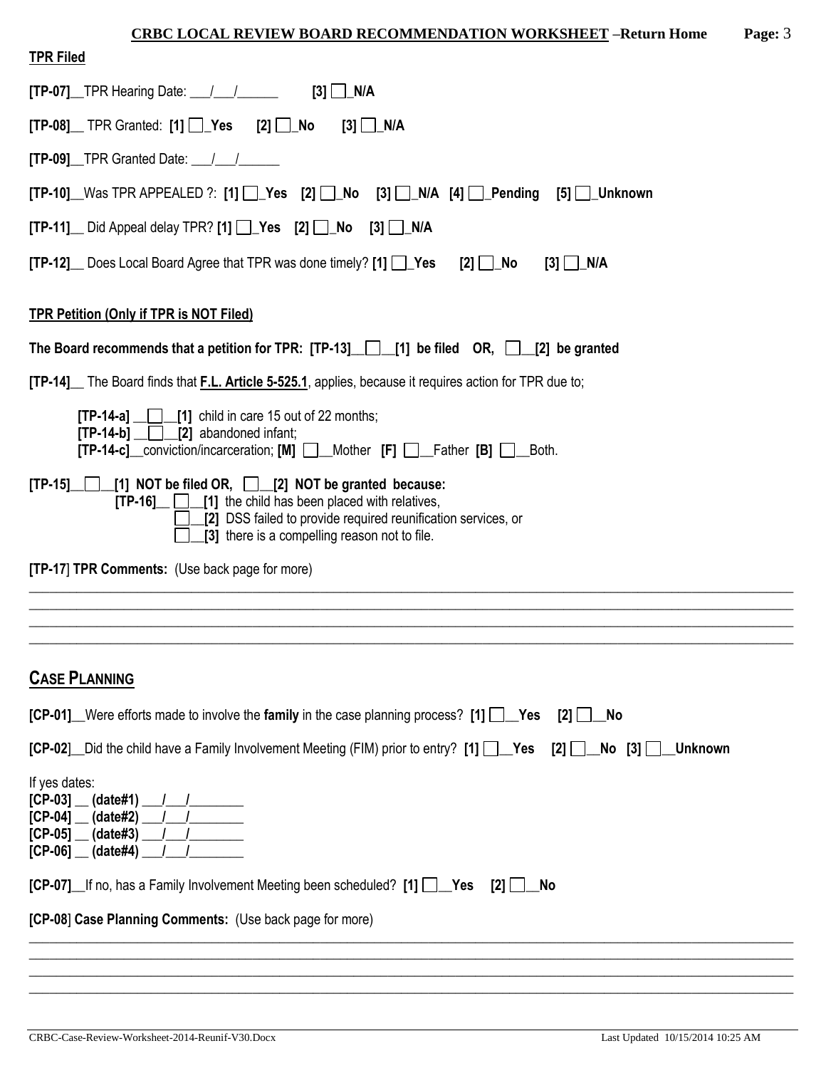**TPR Filed**

**[TP-07]**__TPR Hearing Date: ___/___/______ **[3] ☐_N/A**

**[TP-08]**__ TPR Granted: **[1] ☐_Yes [2] ☐_No [3] ☐_N/A**

**[TP-09]**__TPR Granted Date: ___/___/______

**[TP-10]**__Was TPR APPEALED ?: **[1] ☐_Yes [2] ☐_No [3] ☐_N/A [4] ☐_Pending [5] ☐_Unknown**

**[TP-11]**__ Did Appeal delay TPR? **[1] ☐_Yes [2] ☐_No [3] ☐_N/A**

**[TP-12]**__ Does Local Board Agree that TPR was done timely? **[1] ☐_Yes [2] ☐_No [3] ☐_N/A**

**TPR Petition (Only if TPR is NOT Filed)**

**The Board recommends that a petition for TPR: [TP-13]__☐__[1] be filed OR, ☐__[2] be granted**

**[TP-14]**__ The Board finds that **F.L. Article 5-525.1**, applies, because it requires action for TPR due to;

**[TP-14-a]** __☐__**[1]** child in care 15 out of 22 months;
**[TP-14-b]** __☐__**[2]** abandoned infant;
**[TP-14-c]**__conviction/incarceration; **[M]** ☐__Mother **[F]** ☐__Father **[B]** ☐__Both.

**[TP-15]__☐__[1] NOT be filed OR, ☐__[2] NOT be granted because:**
**[TP-16]**__ ☐__**[1]** the child has been placed with relatives,
☐__**[2]** DSS failed to provide required reunification services, or
☐__**[3]** there is a compelling reason not to file.

**[TP-17] TPR Comments:** (Use back page for more)

______________________________________________________________________________
______________________________________________________________________________
______________________________________________________________________________
______________________________________________________________________________

## CASE PLANNING

**[CP-01]**__Were efforts made to involve the **family** in the case planning process? **[1] ☐__Yes [2] ☐__No**

**[CP-02]**__Did the child have a Family Involvement Meeting (FIM) prior to entry? **[1] ☐__Yes [2] ☐__No [3] ☐__Unknown**

If yes dates:
**[CP-03] __ (date#1) ___/___/________**
**[CP-04] __ (date#2) ___/___/________**
**[CP-05] __ (date#3) ___/___/________**
**[CP-06] __ (date#4) ___/___/________**

**[CP-07]**__If no, has a Family Involvement Meeting been scheduled? **[1] ☐__Yes [2] ☐__No**

**[CP-08] Case Planning Comments:** (Use back page for more)

______________________________________________________________________________
______________________________________________________________________________
______________________________________________________________________________
______________________________________________________________________________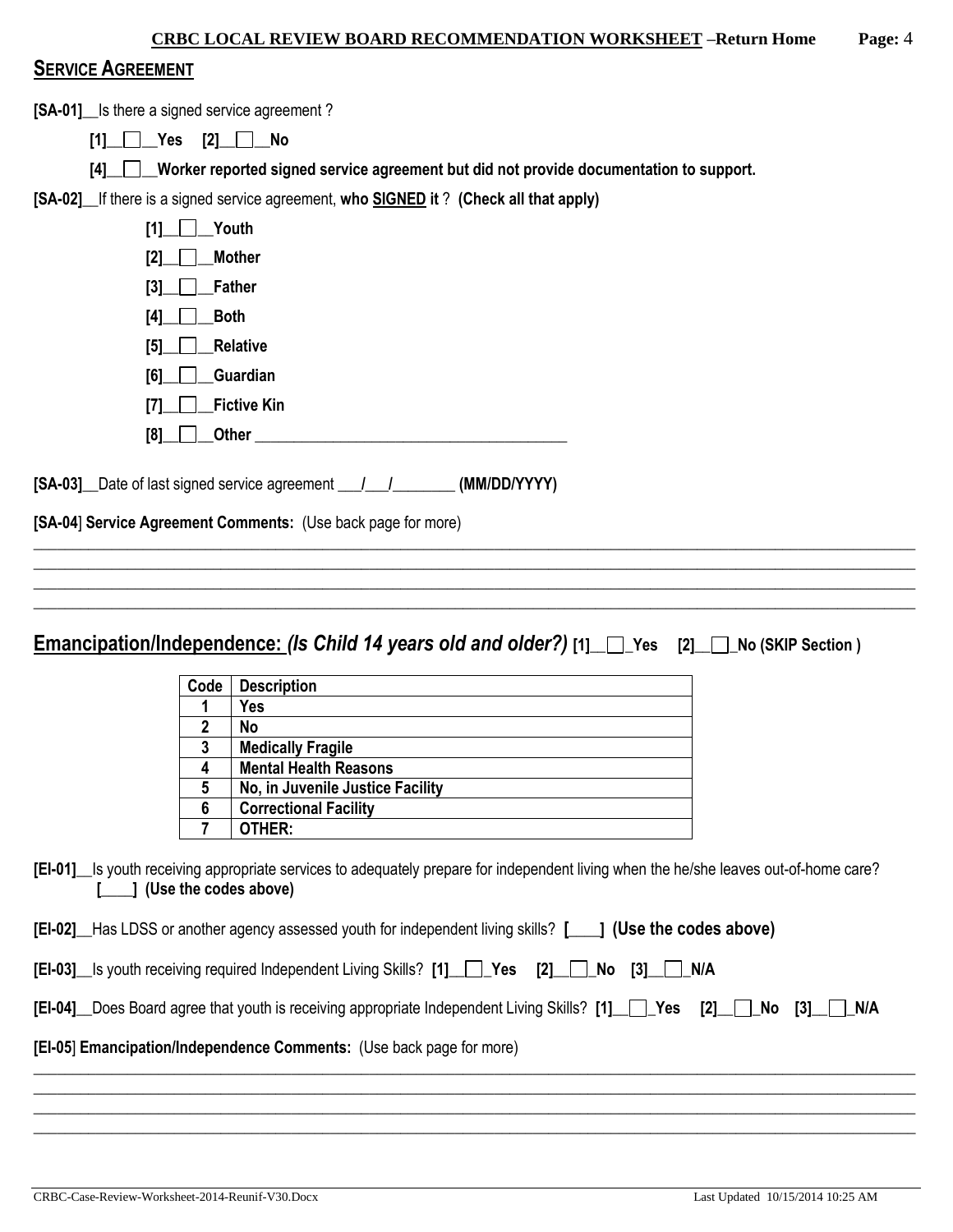## SERVICE AGREEMENT

**[SA-01]**__Is there a signed service agreement ?

**[1]__☐__Yes [2]__☐__No**

**[4]__☐__Worker reported signed service agreement but did not provide documentation to support.**

**[SA-02]**__If there is a signed service agreement, **who SIGNED it** ? **(Check all that apply)**

**[1]__☐__Youth**

**[2]__☐__Mother**

**[3]__☐__Father**

**[4]__☐__Both**

**[5]__☐__Relative**

**[6]__☐__Guardian**

**[7]__☐__Fictive Kin**

**[8]__☐__Other** ________________________________________

**[SA-03]**__Date of last signed service agreement ___/___/________ **(MM/DD/YYYY)**

**[SA-04] Service Agreement Comments:** (Use back page for more)

________________________________________________________________________________________________________________________

________________________________________________________________________________________________________________________

________________________________________________________________________________________________________________________

________________________________________________________________________________________________________________________

## Emancipation/Independence: *(Is Child 14 years old and older?)* [1]__☐_Yes [2]__☐_No (SKIP Section )

| Code | Description |
|---|---|
| 1 | Yes |
| 2 | No |
| 3 | Medically Fragile |
| 4 | Mental Health Reasons |
| 5 | No, in Juvenile Justice Facility |
| 6 | Correctional Facility |
| 7 | OTHER: |

**[EI-01]**__Is youth receiving appropriate services to adequately prepare for independent living when the he/she leaves out-of-home care? **[____] (Use the codes above)**

**[EI-02]**__Has LDSS or another agency assessed youth for independent living skills? **[____] (Use the codes above)**

**[EI-03]**__Is youth receiving required Independent Living Skills? **[1]__☐_Yes [2]__☐_No [3]__☐_N/A**

**[EI-04]**__Does Board agree that youth is receiving appropriate Independent Living Skills? **[1]__☐_Yes [2]__☐_No [3]__☐_N/A**

**[EI-05] Emancipation/Independence Comments:** (Use back page for more)

________________________________________________________________________________________________________________________

________________________________________________________________________________________________________________________

________________________________________________________________________________________________________________________

________________________________________________________________________________________________________________________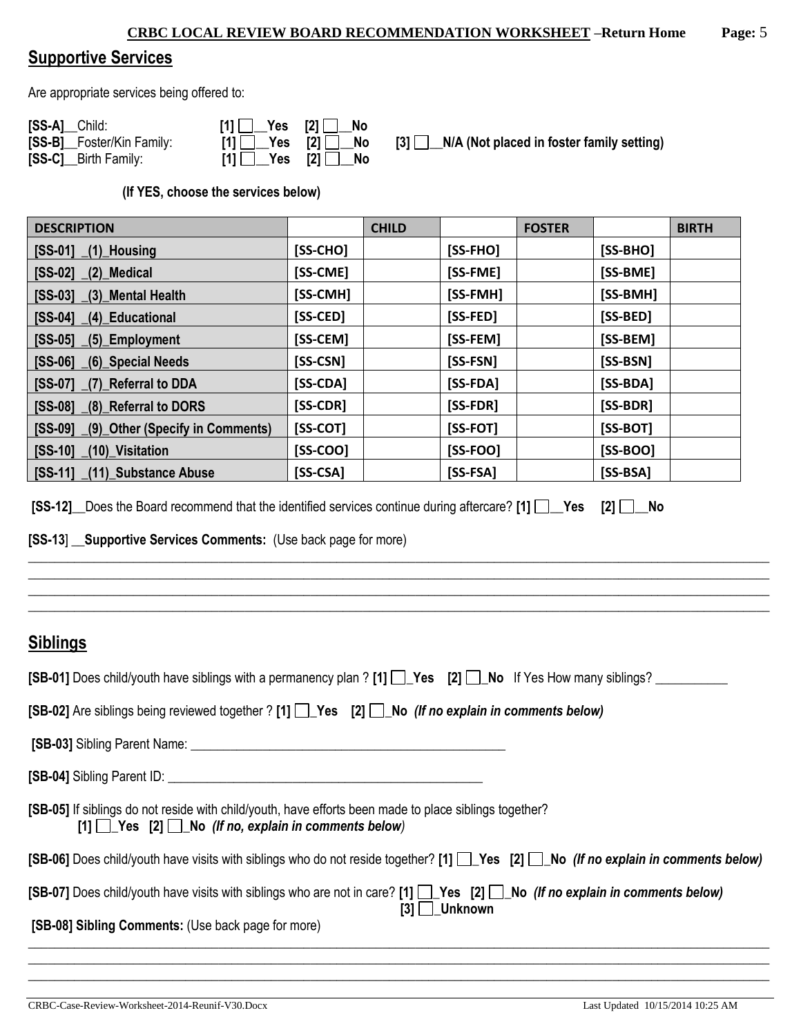## Supportive Services

Are appropriate services being offered to:

**[SS-A]**__Child: **[1] ☐__Yes [2] ☐__No**

**[SS-B]**__Foster/Kin Family: **[1] ☐__Yes [2] ☐__No [3] ☐__N/A (Not placed in foster family setting)**

**[SS-C]**__Birth Family: **[1] ☐__Yes [2] ☐__No**

**(If YES, choose the services below)**

| DESCRIPTION | | CHILD | | FOSTER | | BIRTH |
|---|---|---|---|---|---|---|
| [SS-01] _(1)_Housing | [SS-CHO] | | [SS-FHO] | | [SS-BHO] | |
| [SS-02] _(2)_Medical | [SS-CME] | | [SS-FME] | | [SS-BME] | |
| [SS-03] _(3)_Mental Health | [SS-CMH] | | [SS-FMH] | | [SS-BMH] | |
| [SS-04] _(4)_Educational | [SS-CED] | | [SS-FED] | | [SS-BED] | |
| [SS-05] _(5)_Employment | [SS-CEM] | | [SS-FEM] | | [SS-BEM] | |
| [SS-06] _(6)_Special Needs | [SS-CSN] | | [SS-FSN] | | [SS-BSN] | |
| [SS-07] _(7)_Referral to DDA | [SS-CDA] | | [SS-FDA] | | [SS-BDA] | |
| [SS-08] _(8)_Referral to DORS | [SS-CDR] | | [SS-FDR] | | [SS-BDR] | |
| [SS-09] _(9)_Other (Specify in Comments) | [SS-COT] | | [SS-FOT] | | [SS-BOT] | |
| [SS-10] _(10)_Visitation | [SS-COO] | | [SS-FOO] | | [SS-BOO] | |
| [SS-11] _(11)_Substance Abuse | [SS-CSA] | | [SS-FSA] | | [SS-BSA] | |

**[SS-12]**__Does the Board recommend that the identified services continue during aftercare? **[1] ☐__Yes [2] ☐__No**

**[SS-13] __Supportive Services Comments:** (Use back page for more)

________________________________________________________________________________

________________________________________________________________________________

________________________________________________________________________________

________________________________________________________________________________

## Siblings

**[SB-01]** Does child/youth have siblings with a permanency plan ? **[1] ☐_Yes [2] ☐_No** If Yes How many siblings? ___________

**[SB-02]** Are siblings being reviewed together ? **[1] ☐_Yes [2] ☐_No** ***(If no explain in comments below)***

**[SB-03]** Sibling Parent Name: _______________________________________________

**[SB-04]** Sibling Parent ID: _______________________________________________

**[SB-05]** If siblings do not reside with child/youth, have efforts been made to place siblings together?
**[1] ☐_Yes [2] ☐_No** ***(If no, explain in comments below)***

**[SB-06]** Does child/youth have visits with siblings who do not reside together? **[1] ☐_Yes [2] ☐_No** ***(If no explain in comments below)***

**[SB-07]** Does child/youth have visits with siblings who are not in care? **[1] ☐_Yes [2] ☐_No** ***(If no explain in comments below)***
**[3] ☐_Unknown**

**[SB-08] Sibling Comments:** (Use back page for more)

________________________________________________________________________________

________________________________________________________________________________

________________________________________________________________________________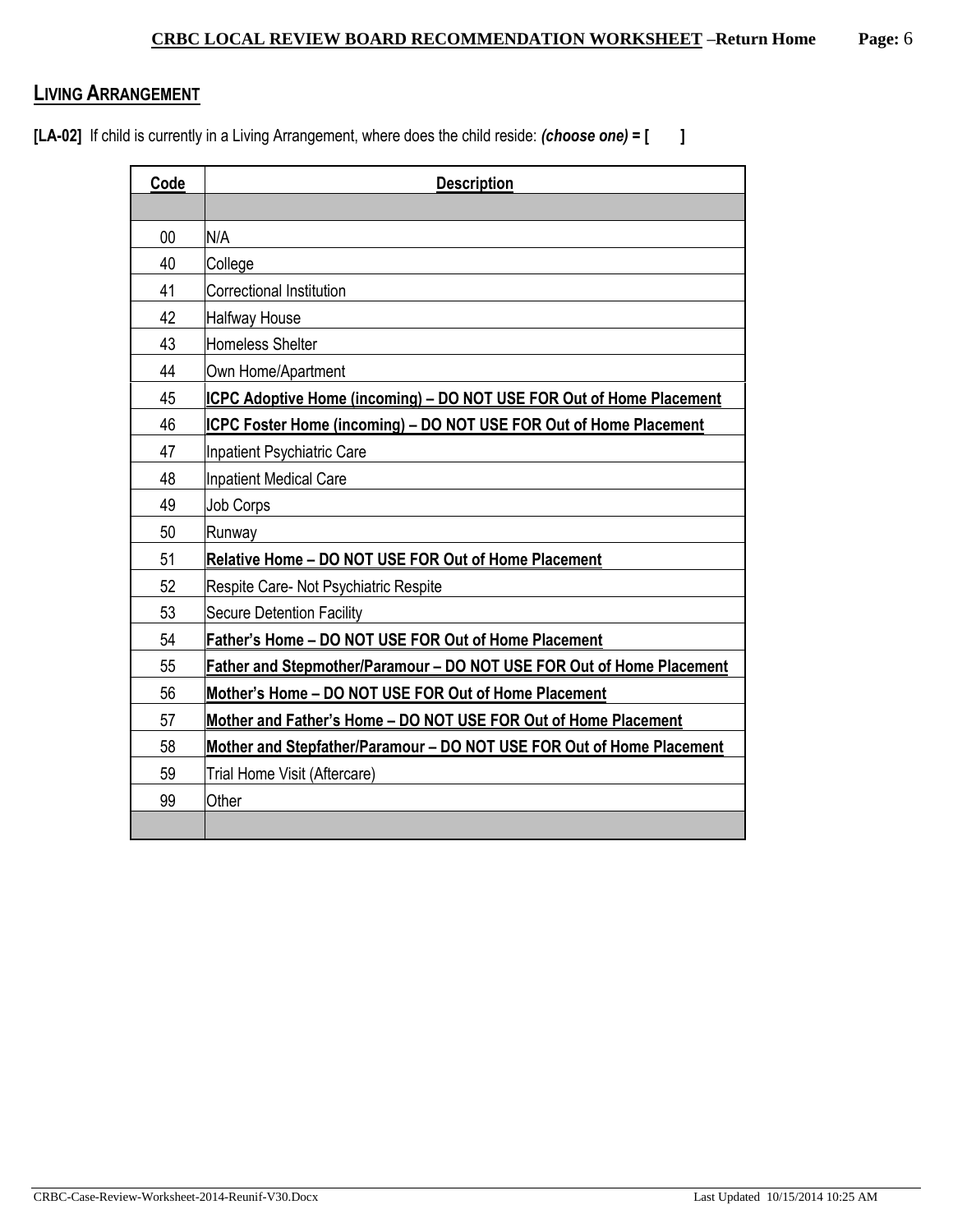## LIVING ARRANGEMENT

**[LA-02]** If child is currently in a Living Arrangement, where does the child reside: ***(choose one)* = [ ]**

| Code | Description |
|---|---|
| | |
| 00 | N/A |
| 40 | College |
| 41 | Correctional Institution |
| 42 | Halfway House |
| 43 | Homeless Shelter |
| 44 | Own Home/Apartment |
| 45 | **ICPC Adoptive Home (incoming) – DO NOT USE FOR Out of Home Placement** |
| 46 | **ICPC Foster Home (incoming) – DO NOT USE FOR Out of Home Placement** |
| 47 | Inpatient Psychiatric Care |
| 48 | Inpatient Medical Care |
| 49 | Job Corps |
| 50 | Runway |
| 51 | **Relative Home – DO NOT USE FOR Out of Home Placement** |
| 52 | Respite Care- Not Psychiatric Respite |
| 53 | Secure Detention Facility |
| 54 | **Father's Home – DO NOT USE FOR Out of Home Placement** |
| 55 | **Father and Stepmother/Paramour – DO NOT USE FOR Out of Home Placement** |
| 56 | **Mother's Home – DO NOT USE FOR Out of Home Placement** |
| 57 | **Mother and Father's Home – DO NOT USE FOR Out of Home Placement** |
| 58 | **Mother and Stepfather/Paramour – DO NOT USE FOR Out of Home Placement** |
| 59 | Trial Home Visit (Aftercare) |
| 99 | Other |
| | |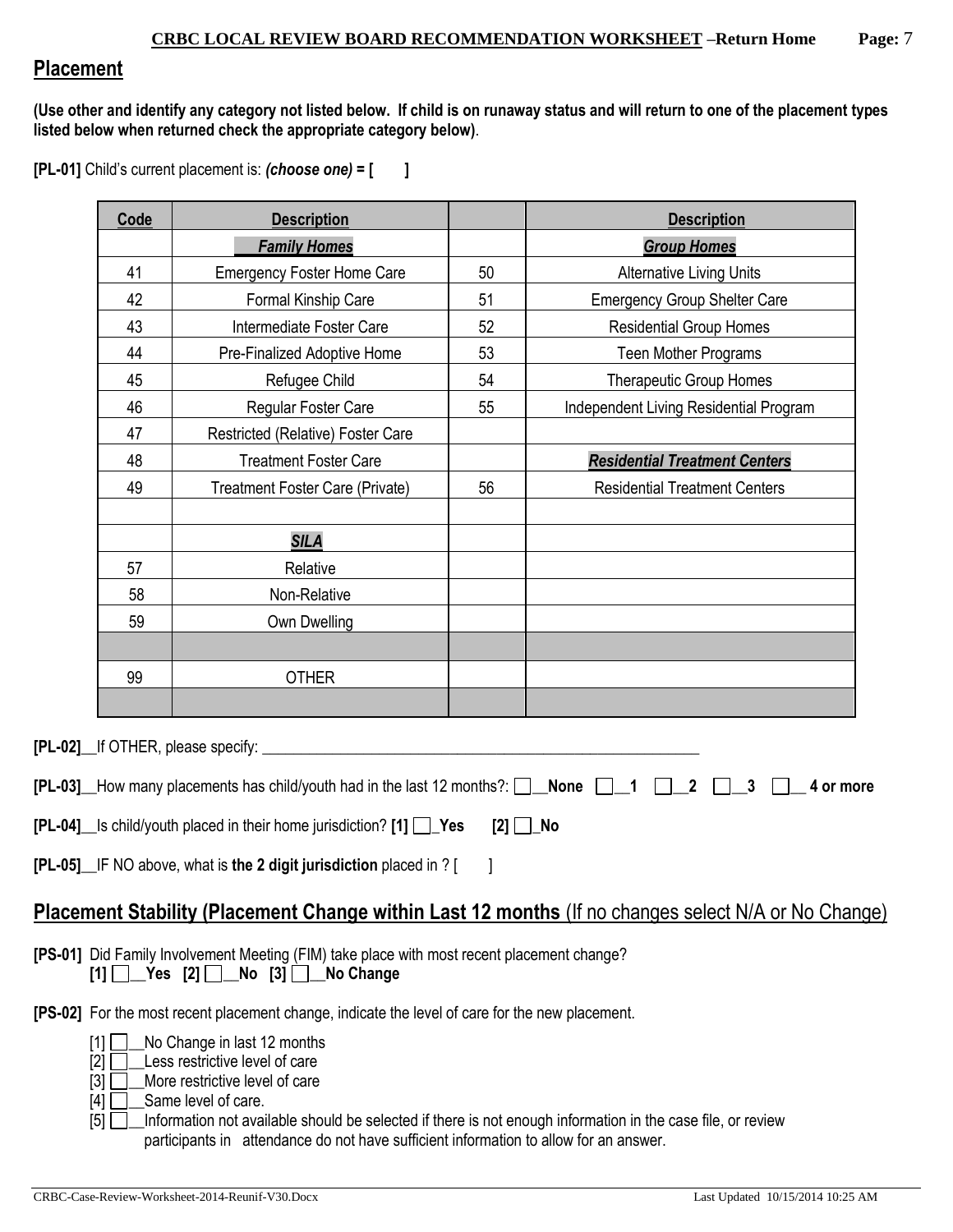## Placement

**(Use other and identify any category not listed below. If child is on runaway status and will return to one of the placement types listed below when returned check the appropriate category below)**.

**[PL-01]** Child's current placement is: ***(choose one)* = [ ]**

| Code | Description | | Description |
|---|---|---|---|
| | ***Family Homes*** | | ***Group Homes*** |
| 41 | Emergency Foster Home Care | 50 | Alternative Living Units |
| 42 | Formal Kinship Care | 51 | Emergency Group Shelter Care |
| 43 | Intermediate Foster Care | 52 | Residential Group Homes |
| 44 | Pre-Finalized Adoptive Home | 53 | Teen Mother Programs |
| 45 | Refugee Child | 54 | Therapeutic Group Homes |
| 46 | Regular Foster Care | 55 | Independent Living Residential Program |
| 47 | Restricted (Relative) Foster Care | | |
| 48 | Treatment Foster Care | | ***Residential Treatment Centers*** |
| 49 | Treatment Foster Care (Private) | 56 | Residential Treatment Centers |
| | | | |
| | ***SILA*** | | |
| 57 | Relative | | |
| 58 | Non-Relative | | |
| 59 | Own Dwelling | | |
| | | | |
| 99 | OTHER | | |
| | | | |

**[PL-02]**__If OTHER, please specify: ________________________________________________________

**[PL-03]**__How many placements has child/youth had in the last 12 months?: ☐__**None** ☐__**1** ☐__**2** ☐__**3** ☐__ **4 or more**

**[PL-04]**__Is child/youth placed in their home jurisdiction? **[1]** ☐_**Yes** **[2]** ☐_**No**

**[PL-05]**__IF NO above, what is **the 2 digit jurisdiction** placed in ? [ ]

## Placement Stability (Placement Change within Last 12 months (If no changes select N/A or No Change)

**[PS-01]** Did Family Involvement Meeting (FIM) take place with most recent placement change?
**[1]** ☐__**Yes** **[2]** ☐__**No** **[3]** ☐__**No Change**

**[PS-02]** For the most recent placement change, indicate the level of care for the new placement.

- [1] ☐__No Change in last 12 months
- [2] ☐__Less restrictive level of care
- [3] ☐__More restrictive level of care
- [4] ☐__Same level of care.
- [5] ☐__Information not available should be selected if there is not enough information in the case file, or review participants in attendance do not have sufficient information to allow for an answer.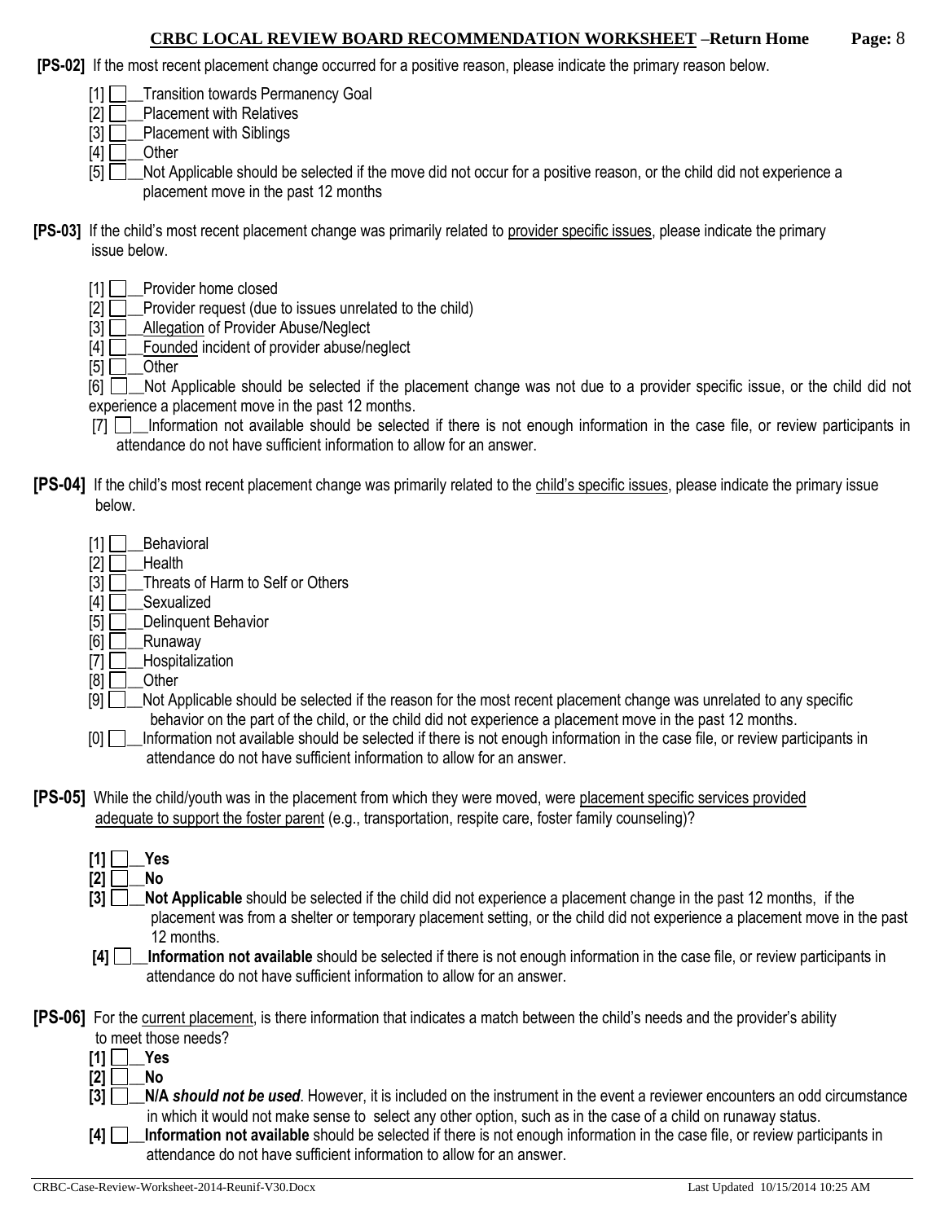**[PS-02]** If the most recent placement change occurred for a positive reason, please indicate the primary reason below.

- [1] ☐__Transition towards Permanency Goal
- [2] ☐__Placement with Relatives
- [3] ☐__Placement with Siblings
- [4] ☐__Other
- [5] ☐__Not Applicable should be selected if the move did not occur for a positive reason, or the child did not experience a placement move in the past 12 months

**[PS-03]** If the child's most recent placement change was primarily related to provider specific issues, please indicate the primary issue below.

- [1] ☐__Provider home closed
- [2] ☐__Provider request (due to issues unrelated to the child)
- [3] ☐__Allegation of Provider Abuse/Neglect
- [4] ☐__Founded incident of provider abuse/neglect
- [5] ☐__Other
- [6] ☐__Not Applicable should be selected if the placement change was not due to a provider specific issue, or the child did not experience a placement move in the past 12 months.
- [7] ☐__Information not available should be selected if there is not enough information in the case file, or review participants in attendance do not have sufficient information to allow for an answer.

**[PS-04]** If the child's most recent placement change was primarily related to the child's specific issues, please indicate the primary issue below.

- [1] ☐__Behavioral
- [2] ☐__Health
- [3] ☐__Threats of Harm to Self or Others
- [4] ☐__Sexualized
- [5] ☐__Delinquent Behavior
- [6] ☐__Runaway
- [7] ☐__Hospitalization
- [8] ☐__Other
- [9] ☐__Not Applicable should be selected if the reason for the most recent placement change was unrelated to any specific behavior on the part of the child, or the child did not experience a placement move in the past 12 months.
- [0] ☐__Information not available should be selected if there is not enough information in the case file, or review participants in attendance do not have sufficient information to allow for an answer.

**[PS-05]** While the child/youth was in the placement from which they were moved, were placement specific services provided adequate to support the foster parent (e.g., transportation, respite care, foster family counseling)?

- **[1]** ☐__**Yes**
- **[2]** ☐__**No**
- **[3]** ☐__**Not Applicable** should be selected if the child did not experience a placement change in the past 12 months, if the placement was from a shelter or temporary placement setting, or the child did not experience a placement move in the past 12 months.
- **[4]** ☐__**Information not available** should be selected if there is not enough information in the case file, or review participants in attendance do not have sufficient information to allow for an answer.

**[PS-06]** For the current placement, is there information that indicates a match between the child's needs and the provider's ability to meet those needs?

- **[1]** ☐__**Yes**
- **[2]** ☐__**No**
- **[3]** ☐__**N/A *should not be used***. However, it is included on the instrument in the event a reviewer encounters an odd circumstance in which it would not make sense to select any other option, such as in the case of a child on runaway status.
- **[4]** ☐__**Information not available** should be selected if there is not enough information in the case file, or review participants in attendance do not have sufficient information to allow for an answer.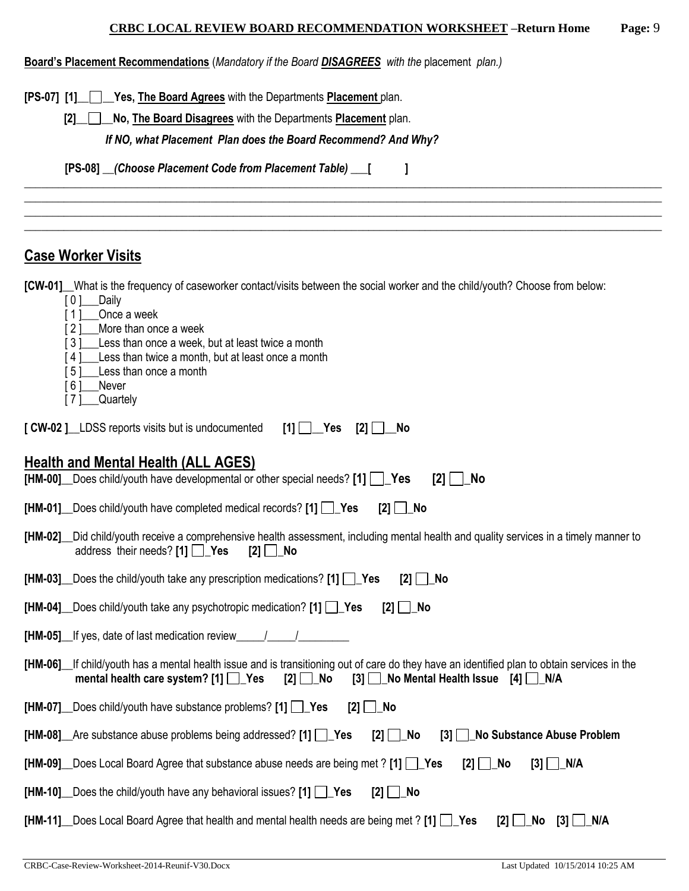**Board's Placement Recommendations** (*Mandatory if the Board **DISAGREES** with the* placement *plan.)*

**[PS-07] [1]__☐__Yes, The Board Agrees** with the Departments **Placement** plan.

**[2]__☐__No, The Board Disagrees** with the Departments **Placement** plan.

***If NO, what Placement Plan does the Board Recommend? And Why?***

**[PS-08] __*(Choose Placement Code from Placement Table)* ___[ ]**

_______________________________________________________________________________________________________
_______________________________________________________________________________________________________
_______________________________________________________________________________________________________
_______________________________________________________________________________________________________

## Case Worker Visits

**[CW-01]**__What is the frequency of caseworker contact/visits between the social worker and the child/youth? Choose from below:

[ 0 ]___Daily
[ 1 ]___Once a week
[ 2 ]___More than once a week
[ 3 ]___Less than once a week, but at least twice a month
[ 4 ]___Less than twice a month, but at least once a month
[ 5 ]___Less than once a month
[ 6 ]___Never
[ 7 ]___Quartely

**[ CW-02 ]**__LDSS reports visits but is undocumented **[1] ☐__Yes [2] ☐__No**

## Health and Mental Health (ALL AGES)

**[HM-00]**__Does child/youth have developmental or other special needs? **[1] ☐_Yes [2] ☐_No**

**[HM-01]**__Does child/youth have completed medical records? **[1] ☐_Yes [2] ☐_No**

**[HM-02]**__Did child/youth receive a comprehensive health assessment, including mental health and quality services in a timely manner to address their needs? **[1] ☐_Yes [2] ☐_No**

**[HM-03]**__Does the child/youth take any prescription medications? **[1] ☐_Yes [2] ☐_No**

**[HM-04]**__Does child/youth take any psychotropic medication? **[1] ☐_Yes [2] ☐_No**

**[HM-05]**__If yes, date of last medication review_____/_____/_________

**[HM-06]**__If child/youth has a mental health issue and is transitioning out of care do they have an identified plan to obtain services in the **mental health care system? [1] ☐_Yes [2] ☐_No [3] ☐_No Mental Health Issue [4] ☐_N/A**

**[HM-07]**__Does child/youth have substance problems? **[1] ☐_Yes [2] ☐_No**

**[HM-08]**__Are substance abuse problems being addressed? **[1] ☐_Yes [2] ☐_No [3] ☐_No Substance Abuse Problem**

**[HM-09]**__Does Local Board Agree that substance abuse needs are being met ? **[1] ☐_Yes [2] ☐_No [3] ☐_N/A**

**[HM-10]**__Does the child/youth have any behavioral issues? **[1] ☐_Yes [2] ☐_No**

**[HM-11]**__Does Local Board Agree that health and mental health needs are being met ? **[1] ☐_Yes [2] ☐_No [3] ☐_N/A**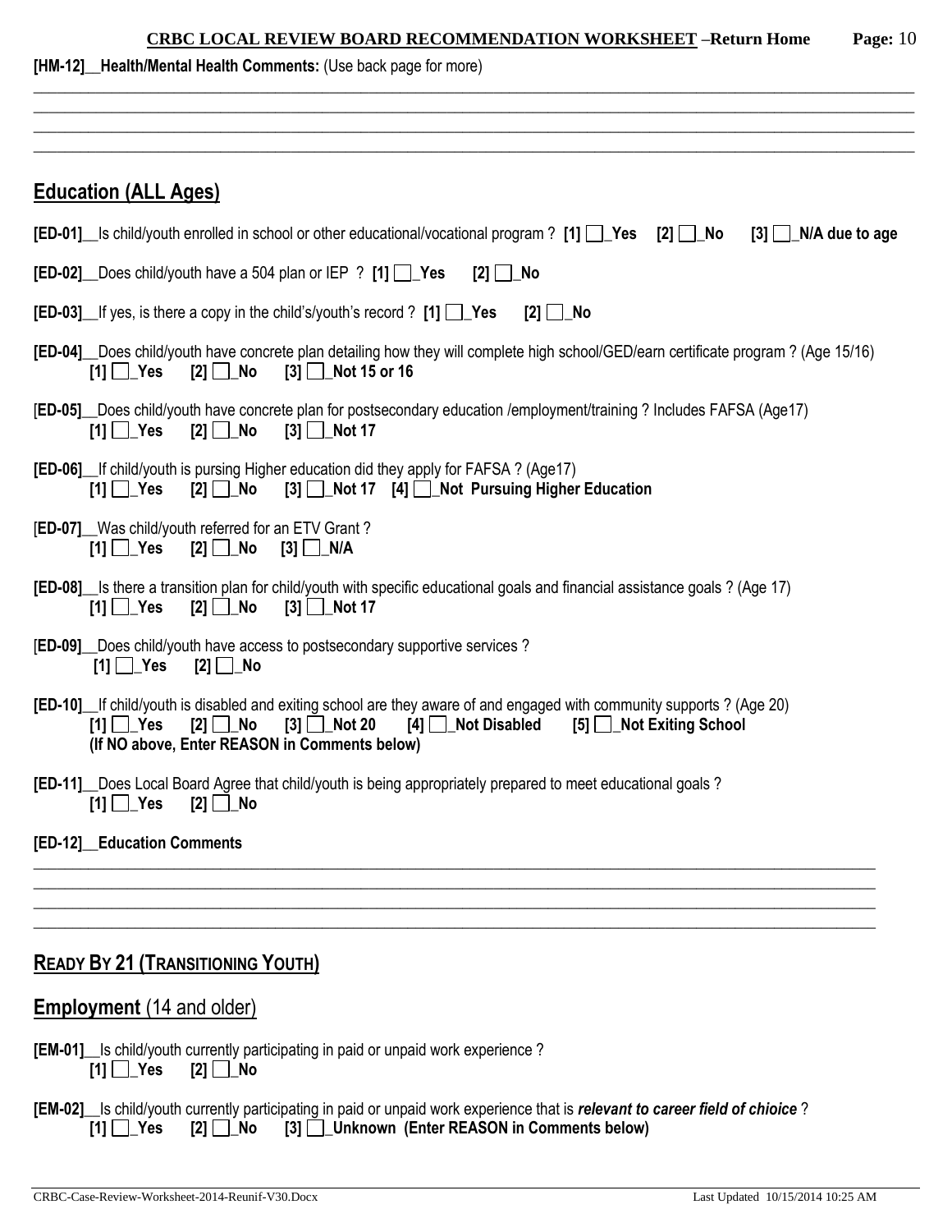**[HM-12]__Health/Mental Health Comments:** (Use back page for more)

\_\_\_\_\_\_\_\_\_\_\_\_\_\_\_\_\_\_\_\_\_\_\_\_\_\_\_\_\_\_\_\_\_\_\_\_\_\_\_\_\_\_\_\_\_\_\_\_\_\_\_\_\_\_\_\_\_\_\_\_\_\_\_\_\_\_\_\_\_\_\_\_\_\_\_\_\_\_

\_\_\_\_\_\_\_\_\_\_\_\_\_\_\_\_\_\_\_\_\_\_\_\_\_\_\_\_\_\_\_\_\_\_\_\_\_\_\_\_\_\_\_\_\_\_\_\_\_\_\_\_\_\_\_\_\_\_\_\_\_\_\_\_\_\_\_\_\_\_\_\_\_\_\_\_\_\_

\_\_\_\_\_\_\_\_\_\_\_\_\_\_\_\_\_\_\_\_\_\_\_\_\_\_\_\_\_\_\_\_\_\_\_\_\_\_\_\_\_\_\_\_\_\_\_\_\_\_\_\_\_\_\_\_\_\_\_\_\_\_\_\_\_\_\_\_\_\_\_\_\_\_\_\_\_\_

\_\_\_\_\_\_\_\_\_\_\_\_\_\_\_\_\_\_\_\_\_\_\_\_\_\_\_\_\_\_\_\_\_\_\_\_\_\_\_\_\_\_\_\_\_\_\_\_\_\_\_\_\_\_\_\_\_\_\_\_\_\_\_\_\_\_\_\_\_\_\_\_\_\_\_\_\_\_

## Education (ALL Ages)

**[ED-01]**__Is child/youth enrolled in school or other educational/vocational program ? **[1] ☐_Yes [2] ☐_No [3] ☐_N/A due to age**

**[ED-02]**__Does child/youth have a 504 plan or IEP ? **[1] ☐_Yes [2] ☐_No**

**[ED-03]**__If yes, is there a copy in the child's/youth's record ? **[1] ☐_Yes [2] ☐_No**

**[ED-04]**__Does child/youth have concrete plan detailing how they will complete high school/GED/earn certificate program ? (Age 15/16)
**[1] ☐_Yes [2] ☐_No [3] ☐_Not 15 or 16**

**[ED-05]**__Does child/youth have concrete plan for postsecondary education /employment/training ? Includes FAFSA (Age17)
**[1] ☐_Yes [2] ☐_No [3] ☐_Not 17**

**[ED-06]**__If child/youth is pursing Higher education did they apply for FAFSA ? (Age17)
**[1] ☐_Yes [2] ☐_No [3] ☐_Not 17 [4] ☐_Not Pursuing Higher Education**

**[ED-07]**__Was child/youth referred for an ETV Grant ?
**[1] ☐_Yes [2] ☐_No [3] ☐_N/A**

**[ED-08]**__Is there a transition plan for child/youth with specific educational goals and financial assistance goals ? (Age 17)
**[1] ☐_Yes [2] ☐_No [3] ☐_Not 17**

**[ED-09]**__Does child/youth have access to postsecondary supportive services ?
**[1] ☐_Yes [2] ☐_No**

**[ED-10]**__If child/youth is disabled and exiting school are they aware of and engaged with community supports ? (Age 20)
**[1] ☐_Yes [2] ☐_No [3] ☐_Not 20 [4] ☐_Not Disabled [5] ☐_Not Exiting School**
**(If NO above, Enter REASON in Comments below)**

**[ED-11]**__Does Local Board Agree that child/youth is being appropriately prepared to meet educational goals ?
**[1] ☐_Yes [2] ☐_No**

**[ED-12]__Education Comments**

\_\_\_\_\_\_\_\_\_\_\_\_\_\_\_\_\_\_\_\_\_\_\_\_\_\_\_\_\_\_\_\_\_\_\_\_\_\_\_\_\_\_\_\_\_\_\_\_\_\_\_\_\_\_\_\_\_\_\_\_\_\_\_\_\_\_\_\_\_\_\_\_\_\_\_\_\_\_

\_\_\_\_\_\_\_\_\_\_\_\_\_\_\_\_\_\_\_\_\_\_\_\_\_\_\_\_\_\_\_\_\_\_\_\_\_\_\_\_\_\_\_\_\_\_\_\_\_\_\_\_\_\_\_\_\_\_\_\_\_\_\_\_\_\_\_\_\_\_\_\_\_\_\_\_\_\_

\_\_\_\_\_\_\_\_\_\_\_\_\_\_\_\_\_\_\_\_\_\_\_\_\_\_\_\_\_\_\_\_\_\_\_\_\_\_\_\_\_\_\_\_\_\_\_\_\_\_\_\_\_\_\_\_\_\_\_\_\_\_\_\_\_\_\_\_\_\_\_\_\_\_\_\_\_\_

\_\_\_\_\_\_\_\_\_\_\_\_\_\_\_\_\_\_\_\_\_\_\_\_\_\_\_\_\_\_\_\_\_\_\_\_\_\_\_\_\_\_\_\_\_\_\_\_\_\_\_\_\_\_\_\_\_\_\_\_\_\_\_\_\_\_\_\_\_\_\_\_\_\_\_\_\_\_

## READY BY 21 (TRANSITIONING YOUTH)

## Employment (14 and older)

**[EM-01]**__Is child/youth currently participating in paid or unpaid work experience ?
**[1] ☐_Yes [2] ☐_No**

**[EM-02]**__Is child/youth currently participating in paid or unpaid work experience that is ***relevant to career field of chioice*** ?
**[1] ☐_Yes [2] ☐_No [3] ☐_Unknown (Enter REASON in Comments below)**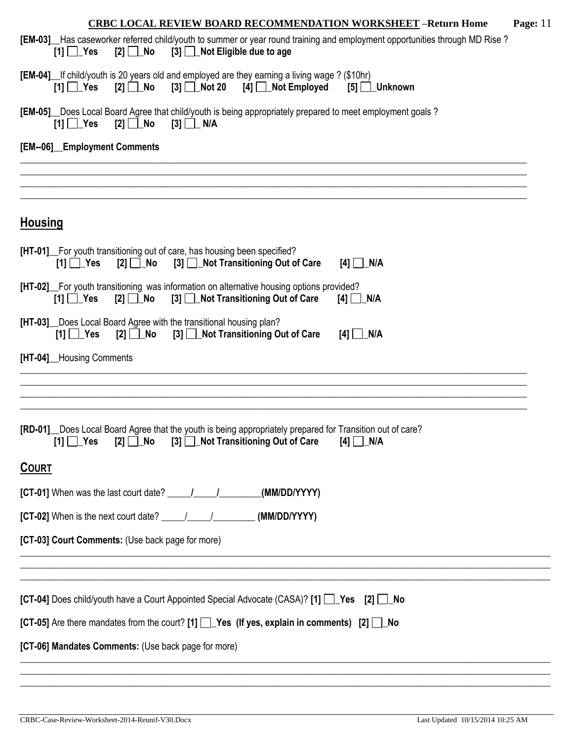**[EM-03]**__Has caseworker referred child/youth to summer or year round training and employment opportunities through MD Rise ?
**[1] ☐_Yes [2] ☐_No [3] ☐_Not Eligible due to age**

**[EM-04]**__If child/youth is 20 years old and employed are they earning a living wage ? ($10hr)
**[1] ☐_Yes [2] ☐_No [3] ☐_Not 20 [4] ☐_Not Employed [5] ☐_Unknown**

**[EM-05]**__Does Local Board Agree that child/youth is being appropriately prepared to meet employment goals ?
**[1] ☐_Yes [2] ☐_No [3] ☐_ N/A**

**[EM--06]__Employment Comments**

________________________________________________________________________________________________________
________________________________________________________________________________________________________
________________________________________________________________________________________________________
________________________________________________________________________________________________________

## Housing

**[HT-01]**__For youth transitioning out of care, has housing been specified?
**[1] ☐_Yes [2] ☐_No [3] ☐_Not Transitioning Out of Care [4] ☐_N/A**

**[HT-02]**__For youth transitioning was information on alternative housing options provided?
**[1] ☐_Yes [2] ☐_No [3] ☐_Not Transitioning Out of Care [4] ☐_N/A**

**[HT-03]**__Does Local Board Agree with the transitional housing plan?
**[1] ☐_Yes [2] ☐_No [3] ☐_Not Transitioning Out of Care [4] ☐_N/A**

**[HT-04]**__Housing Comments

________________________________________________________________________________________________________
________________________________________________________________________________________________________
________________________________________________________________________________________________________
________________________________________________________________________________________________________

**[RD-01]**__Does Local Board Agree that the youth is being appropriately prepared for Transition out of care?
**[1] ☐_Yes [2] ☐_No [3] ☐_Not Transitioning Out of Care [4] ☐_N/A**

## COURT

**[CT-01]** When was the last court date? _____/_____/_________**(MM/DD/YYYY)**

**[CT-02]** When is the next court date? _____/_____/_________ **(MM/DD/YYYY)**

**[CT-03] Court Comments:** (Use back page for more)

________________________________________________________________________________________________________
________________________________________________________________________________________________________
________________________________________________________________________________________________________

**[CT-04]** Does child/youth have a Court Appointed Special Advocate (CASA)? **[1] ☐_Yes [2] ☐_No**

**[CT-05]** Are there mandates from the court? **[1] ☐_Yes (If yes, explain in comments) [2] ☐_No**

**[CT-06] Mandates Comments:** (Use back page for more)

________________________________________________________________________________________________________
________________________________________________________________________________________________________
________________________________________________________________________________________________________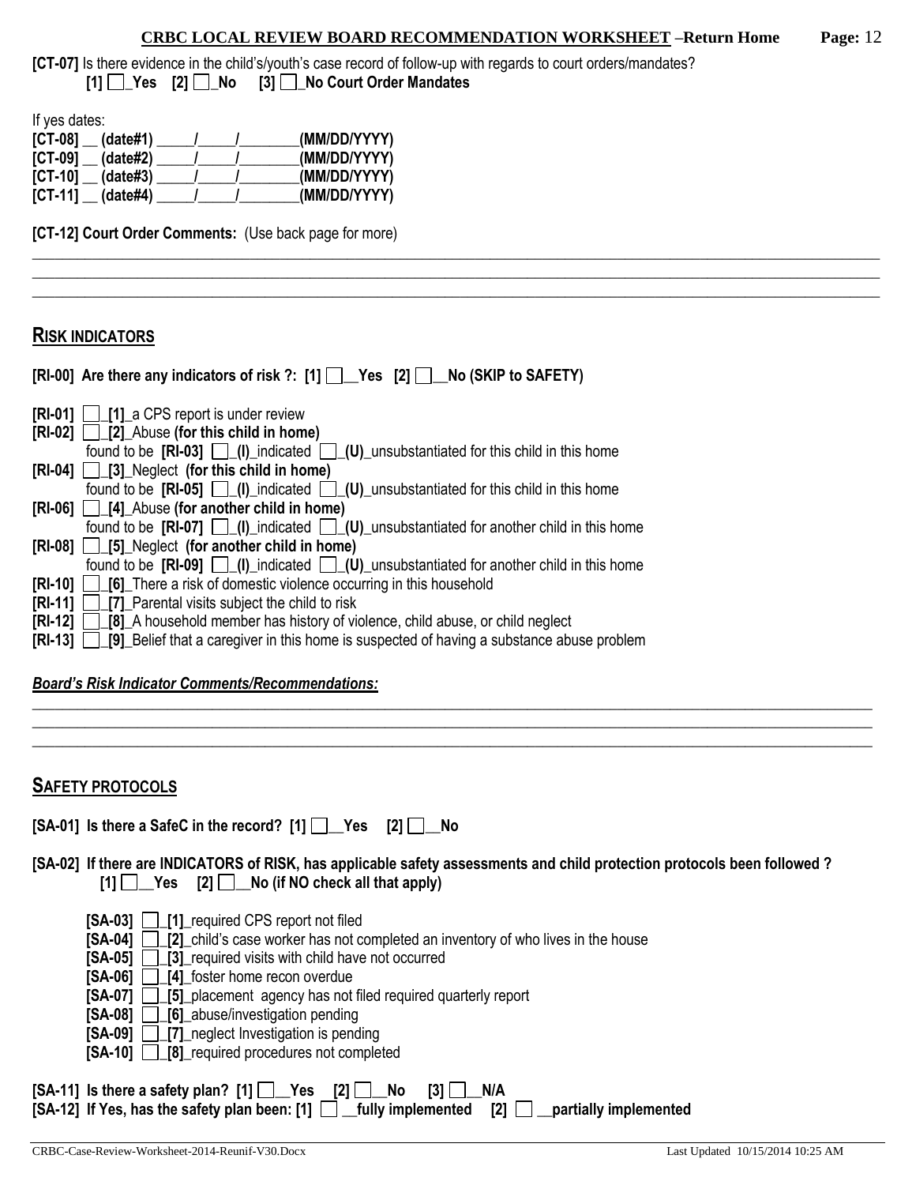**[CT-07]** Is there evidence in the child's/youth's case record of follow-up with regards to court orders/mandates?

**[1] ☐_Yes [2] ☐_No [3] ☐_No Court Order Mandates**

If yes dates:

**[CT-08] __ (date#1)** _____/_____/________**(MM/DD/YYYY)**
**[CT-09] __ (date#2)** _____/_____/________**(MM/DD/YYYY)**
**[CT-10] __ (date#3)** _____/_____/________**(MM/DD/YYYY)**
**[CT-11] __ (date#4)** _____/_____/________**(MM/DD/YYYY)**

**[CT-12] Court Order Comments:** (Use back page for more)

________________________________________________________________________________
________________________________________________________________________________
________________________________________________________________________________

## RISK INDICATORS

**[RI-00] Are there any indicators of risk ?: [1] ☐__Yes [2] ☐__No (SKIP to SAFETY)**

**[RI-01]** ☐_**[1]**_a CPS report is under review
**[RI-02]** ☐_**[2]**_Abuse **(for this child in home)**
found to be **[RI-03]** ☐_**(I)**_indicated ☐_**(U)**_unsubstantiated for this child in this home
**[RI-04]** ☐_**[3]**_Neglect **(for this child in home)**
found to be **[RI-05]** ☐_**(I)**_indicated ☐_**(U)**_unsubstantiated for this child in this home
**[RI-06]** ☐_**[4]**_Abuse **(for another child in home)**
found to be **[RI-07]** ☐_**(I)**_indicated ☐_**(U)**_unsubstantiated for another child in this home
**[RI-08]** ☐_**[5]**_Neglect **(for another child in home)**
found to be **[RI-09]** ☐_**(I)**_indicated ☐_**(U)**_unsubstantiated for another child in this home
**[RI-10]** ☐_**[6]**_There a risk of domestic violence occurring in this household
**[RI-11]** ☐_**[7]**_Parental visits subject the child to risk
**[RI-12]** ☐_**[8]**_A household member has history of violence, child abuse, or child neglect
**[RI-13]** ☐_**[9]**_Belief that a caregiver in this home is suspected of having a substance abuse problem

***Board's Risk Indicator Comments/Recommendations:***

________________________________________________________________________________
________________________________________________________________________________
________________________________________________________________________________

## SAFETY PROTOCOLS

**[SA-01] Is there a SafeC in the record? [1] ☐__Yes [2] ☐__No**

**[SA-02] If there are INDICATORS of RISK, has applicable safety assessments and child protection protocols been followed ?**
**[1] ☐__Yes [2] ☐__No (if NO check all that apply)**

**[SA-03]** ☐_**[1]**_required CPS report not filed
**[SA-04]** ☐_**[2]**_child's case worker has not completed an inventory of who lives in the house
**[SA-05]** ☐_**[3]**_required visits with child have not occurred
**[SA-06]** ☐_**[4]**_foster home recon overdue
**[SA-07]** ☐_**[5]**_placement agency has not filed required quarterly report
**[SA-08]** ☐_**[6]**_abuse/investigation pending
**[SA-09]** ☐_**[7]**_neglect Investigation is pending
**[SA-10]** ☐_**[8]**_required procedures not completed

**[SA-11] Is there a safety plan? [1] ☐__Yes [2] ☐__No [3] ☐__N/A**
**[SA-12] If Yes, has the safety plan been: [1] ☐ __fully implemented [2] ☐ __partially implemented**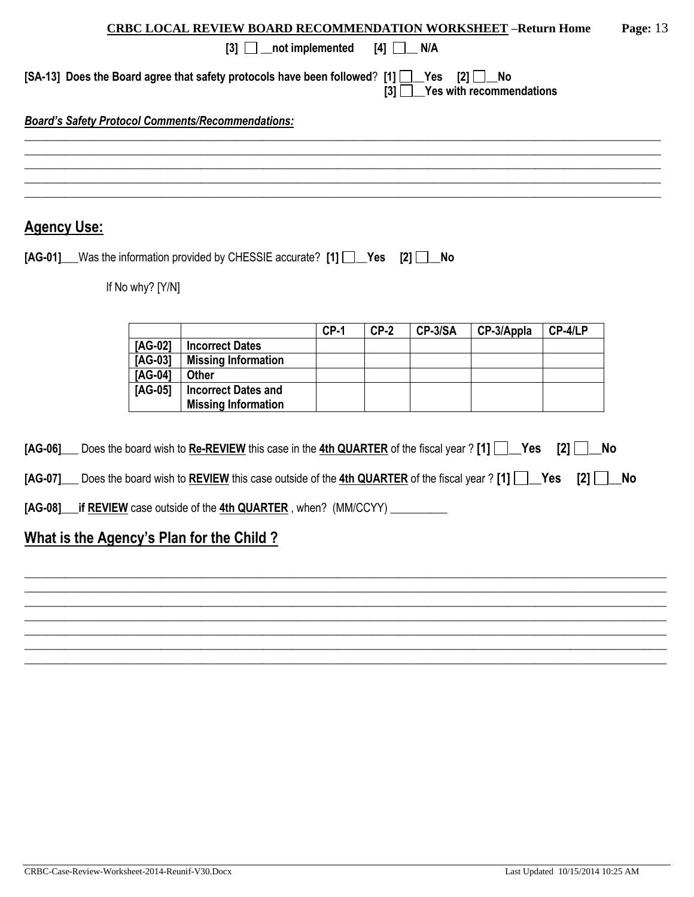**[3] ☐ __not implemented [4] ☐__ N/A**

**[SA-13] Does the Board agree that safety protocols have been followed? [1] ☐__Yes [2] ☐__No [3] ☐__Yes with recommendations**

***Board's Safety Protocol Comments/Recommendations:***

_______________________________________________________________________________________________
_______________________________________________________________________________________________
_______________________________________________________________________________________________
_______________________________________________________________________________________________
_______________________________________________________________________________________________

## Agency Use:

**[AG-01]**___Was the information provided by CHESSIE accurate? **[1] ☐__Yes [2] ☐__No**

If No why? [Y/N]

| | | CP-1 | CP-2 | CP-3/SA | CP-3/Appla | CP-4/LP |
|---|---|---|---|---|---|---|
| [AG-02] | Incorrect Dates | | | | | |
| [AG-03] | Missing Information | | | | | |
| [AG-04] | Other | | | | | |
| [AG-05] | Incorrect Dates and Missing Information | | | | | |

**[AG-06]**___ Does the board wish to **Re-REVIEW** this case in the **4th QUARTER** of the fiscal year ? **[1] ☐__Yes [2] ☐__No**

**[AG-07]**___ Does the board wish to **REVIEW** this case outside of the **4th QUARTER** of the fiscal year ? **[1] ☐__Yes [2] ☐__No**

**[AG-08]___if REVIEW** case outside of the **4th QUARTER** , when? (MM/CCYY) __________

## What is the Agency's Plan for the Child ?

_______________________________________________________________________________________________
_______________________________________________________________________________________________
_______________________________________________________________________________________________
_______________________________________________________________________________________________
_______________________________________________________________________________________________
_______________________________________________________________________________________________
_______________________________________________________________________________________________